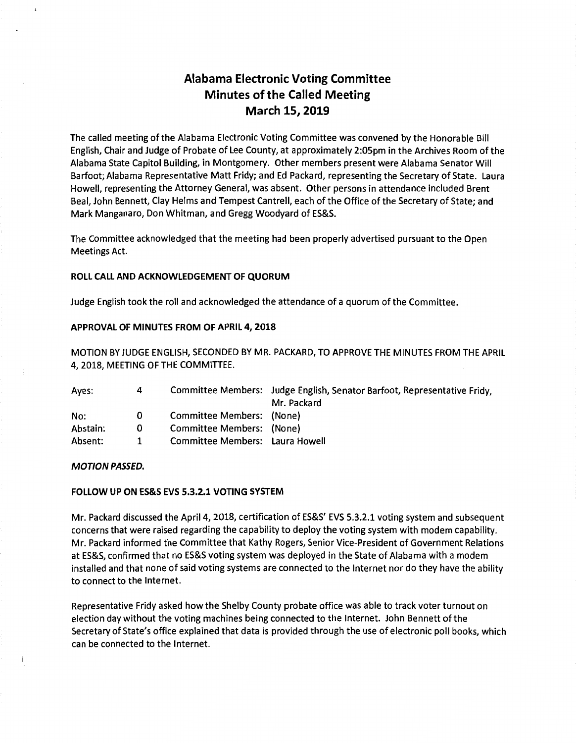# Alabama Electronic Voting Committee
# Minutes of the Called Meeting
# March 15, 2019

The called meeting of the Alabama Electronic Voting Committee was convened by the Honorable Bill English, Chair and Judge of Probate of Lee County, at approximately 2:05pm in the Archives Room of the Alabama State Capitol Building, in Montgomery. Other members present were Alabama Senator Will Barfoot; Alabama Representative Matt Fridy; and Ed Packard, representing the Secretary of State. Laura Howell, representing the Attorney General, was absent. Other persons in attendance included Brent Beal, John Bennett, Clay Helms and Tempest Cantrell, each of the Office of the Secretary of State; and Mark Manganaro, Don Whitman, and Gregg Woodyard of ES&S.

The Committee acknowledged that the meeting had been properly advertised pursuant to the Open Meetings Act.

### ROLL CALL AND ACKNOWLEDGEMENT OF QUORUM

Judge English took the roll and acknowledged the attendance of a quorum of the Committee.

### APPROVAL OF MINUTES FROM OF APRIL 4, 2018

MOTION BY JUDGE ENGLISH, SECONDED BY MR. PACKARD, TO APPROVE THE MINUTES FROM THE APRIL 4, 2018, MEETING OF THE COMMITTEE.

| | | | |
|---|---|---|---|
| Ayes: | 4 | Committee Members: | Judge English, Senator Barfoot, Representative Fridy, Mr. Packard |
| No: | 0 | Committee Members: | (None) |
| Abstain: | 0 | Committee Members: | (None) |
| Absent: | 1 | Committee Members: | Laura Howell |

***MOTION PASSED.***

### FOLLOW UP ON ES&S EVS 5.3.2.1 VOTING SYSTEM

Mr. Packard discussed the April 4, 2018, certification of ES&S' EVS 5.3.2.1 voting system and subsequent concerns that were raised regarding the capability to deploy the voting system with modem capability. Mr. Packard informed the Committee that Kathy Rogers, Senior Vice-President of Government Relations at ES&S, confirmed that no ES&S voting system was deployed in the State of Alabama with a modem installed and that none of said voting systems are connected to the Internet nor do they have the ability to connect to the Internet.

Representative Fridy asked how the Shelby County probate office was able to track voter turnout on election day without the voting machines being connected to the Internet. John Bennett of the Secretary of State's office explained that data is provided through the use of electronic poll books, which can be connected to the Internet.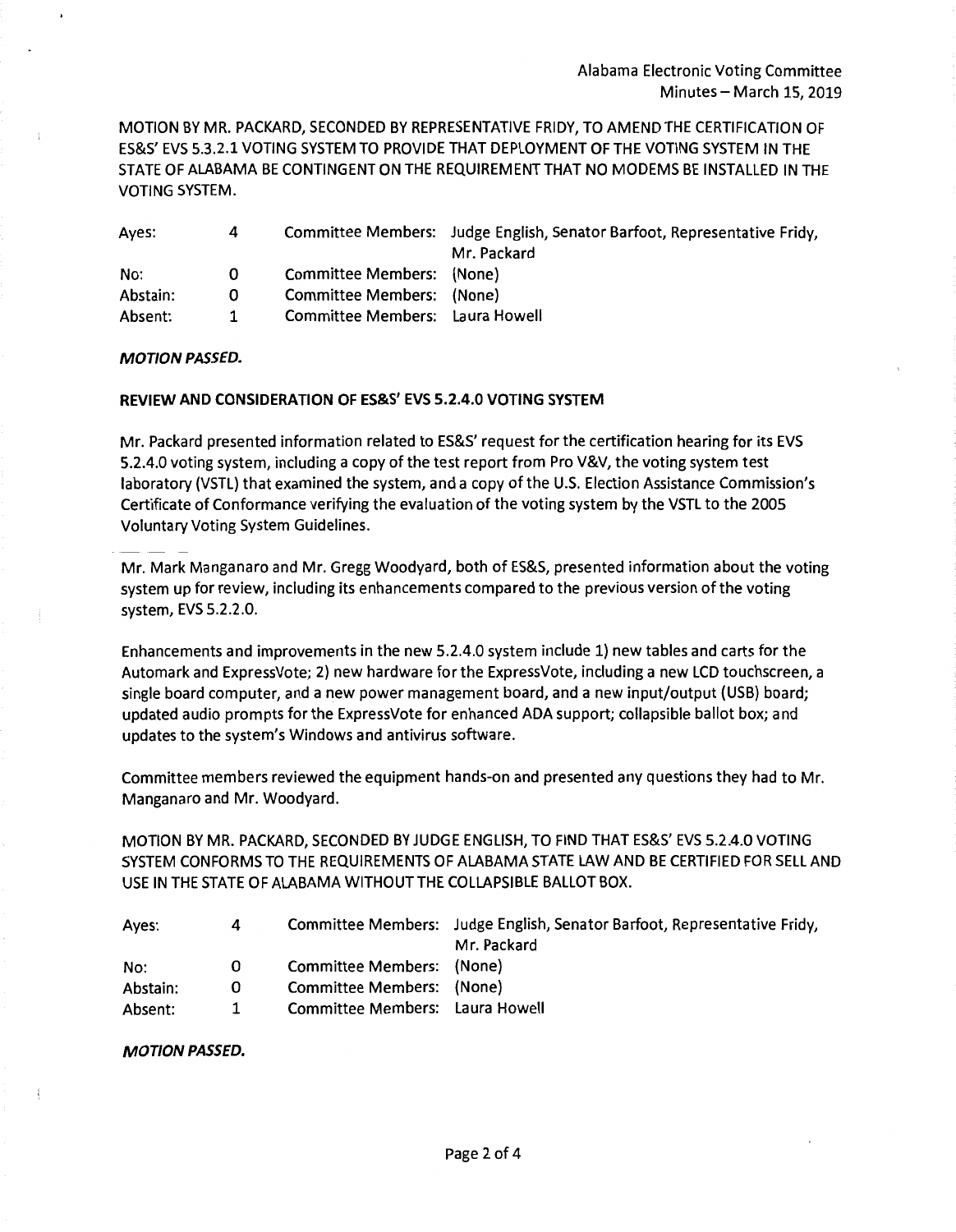MOTION BY MR. PACKARD, SECONDED BY REPRESENTATIVE FRIDY, TO AMEND THE CERTIFICATION OF ES&S' EVS 5.3.2.1 VOTING SYSTEM TO PROVIDE THAT DEPLOYMENT OF THE VOTING SYSTEM IN THE STATE OF ALABAMA BE CONTINGENT ON THE REQUIREMENT THAT NO MODEMS BE INSTALLED IN THE VOTING SYSTEM.

| | | | |
|---|---|---|---|
| Ayes: | 4 | Committee Members: | Judge English, Senator Barfoot, Representative Fridy, Mr. Packard |
| No: | 0 | Committee Members: | (None) |
| Abstain: | 0 | Committee Members: | (None) |
| Absent: | 1 | Committee Members: | Laura Howell |

***MOTION PASSED.***

**REVIEW AND CONSIDERATION OF ES&S' EVS 5.2.4.0 VOTING SYSTEM**

Mr. Packard presented information related to ES&S' request for the certification hearing for its EVS 5.2.4.0 voting system, including a copy of the test report from Pro V&V, the voting system test laboratory (VSTL) that examined the system, and a copy of the U.S. Election Assistance Commission's Certificate of Conformance verifying the evaluation of the voting system by the VSTL to the 2005 Voluntary Voting System Guidelines.

Mr. Mark Manganaro and Mr. Gregg Woodyard, both of ES&S, presented information about the voting system up for review, including its enhancements compared to the previous version of the voting system, EVS 5.2.2.0.

Enhancements and improvements in the new 5.2.4.0 system include 1) new tables and carts for the Automark and ExpressVote; 2) new hardware for the ExpressVote, including a new LCD touchscreen, a single board computer, and a new power management board, and a new input/output (USB) board; updated audio prompts for the ExpressVote for enhanced ADA support; collapsible ballot box; and updates to the system's Windows and antivirus software.

Committee members reviewed the equipment hands-on and presented any questions they had to Mr. Manganaro and Mr. Woodyard.

MOTION BY MR. PACKARD, SECONDED BY JUDGE ENGLISH, TO FIND THAT ES&S' EVS 5.2.4.0 VOTING SYSTEM CONFORMS TO THE REQUIREMENTS OF ALABAMA STATE LAW AND BE CERTIFIED FOR SELL AND USE IN THE STATE OF ALABAMA WITHOUT THE COLLAPSIBLE BALLOT BOX.

| | | | |
|---|---|---|---|
| Ayes: | 4 | Committee Members: | Judge English, Senator Barfoot, Representative Fridy, Mr. Packard |
| No: | 0 | Committee Members: | (None) |
| Abstain: | 0 | Committee Members: | (None) |
| Absent: | 1 | Committee Members: | Laura Howell |

***MOTION PASSED.***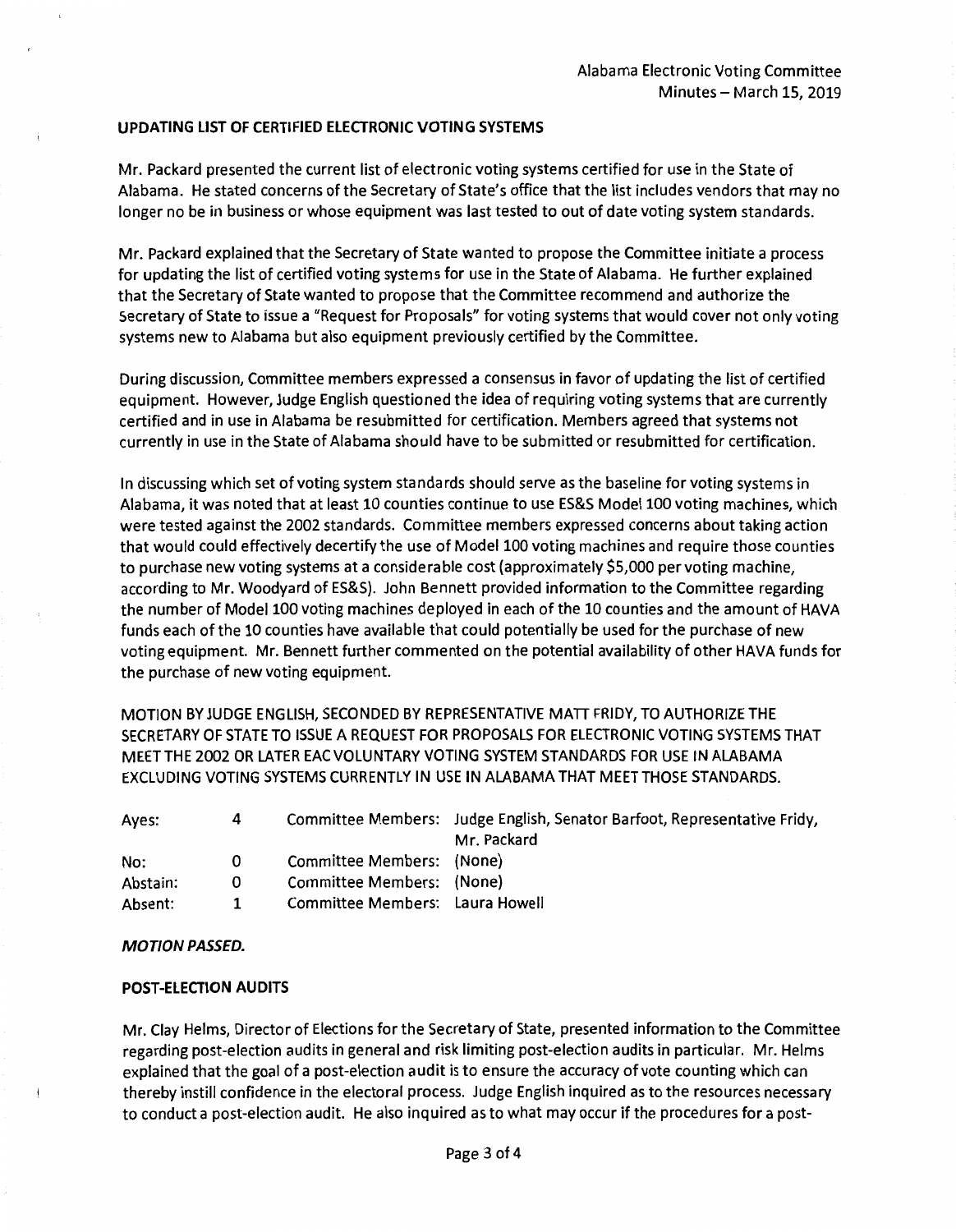## UPDATING LIST OF CERTIFIED ELECTRONIC VOTING SYSTEMS

Mr. Packard presented the current list of electronic voting systems certified for use in the State of Alabama. He stated concerns of the Secretary of State's office that the list includes vendors that may no longer no be in business or whose equipment was last tested to out of date voting system standards.

Mr. Packard explained that the Secretary of State wanted to propose the Committee initiate a process for updating the list of certified voting systems for use in the State of Alabama. He further explained that the Secretary of State wanted to propose that the Committee recommend and authorize the Secretary of State to issue a "Request for Proposals" for voting systems that would cover not only voting systems new to Alabama but also equipment previously certified by the Committee.

During discussion, Committee members expressed a consensus in favor of updating the list of certified equipment. However, Judge English questioned the idea of requiring voting systems that are currently certified and in use in Alabama be resubmitted for certification. Members agreed that systems not currently in use in the State of Alabama should have to be submitted or resubmitted for certification.

In discussing which set of voting system standards should serve as the baseline for voting systems in Alabama, it was noted that at least 10 counties continue to use ES&S Model 100 voting machines, which were tested against the 2002 standards. Committee members expressed concerns about taking action that would could effectively decertify the use of Model 100 voting machines and require those counties to purchase new voting systems at a considerable cost (approximately $5,000 per voting machine, according to Mr. Woodyard of ES&S). John Bennett provided information to the Committee regarding the number of Model 100 voting machines deployed in each of the 10 counties and the amount of HAVA funds each of the 10 counties have available that could potentially be used for the purchase of new voting equipment. Mr. Bennett further commented on the potential availability of other HAVA funds for the purchase of new voting equipment.

MOTION BY JUDGE ENGLISH, SECONDED BY REPRESENTATIVE MATT FRIDY, TO AUTHORIZE THE SECRETARY OF STATE TO ISSUE A REQUEST FOR PROPOSALS FOR ELECTRONIC VOTING SYSTEMS THAT MEET THE 2002 OR LATER EAC VOLUNTARY VOTING SYSTEM STANDARDS FOR USE IN ALABAMA EXCLUDING VOTING SYSTEMS CURRENTLY IN USE IN ALABAMA THAT MEET THOSE STANDARDS.

| | | | |
|---|---|---|---|
| Ayes: | 4 | Committee Members: | Judge English, Senator Barfoot, Representative Fridy, Mr. Packard |
| No: | 0 | Committee Members: | (None) |
| Abstain: | 0 | Committee Members: | (None) |
| Absent: | 1 | Committee Members: | Laura Howell |

***MOTION PASSED.***

## POST-ELECTION AUDITS

Mr. Clay Helms, Director of Elections for the Secretary of State, presented information to the Committee regarding post-election audits in general and risk limiting post-election audits in particular. Mr. Helms explained that the goal of a post-election audit is to ensure the accuracy of vote counting which can thereby instill confidence in the electoral process. Judge English inquired as to the resources necessary to conduct a post-election audit. He also inquired as to what may occur if the procedures for a post-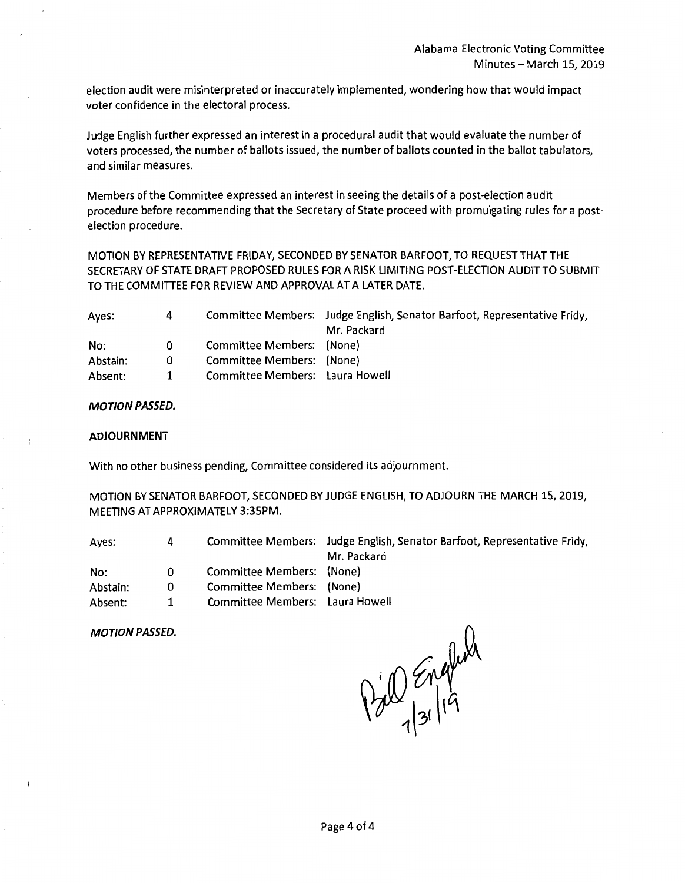election audit were misinterpreted or inaccurately implemented, wondering how that would impact voter confidence in the electoral process.

Judge English further expressed an interest in a procedural audit that would evaluate the number of voters processed, the number of ballots issued, the number of ballots counted in the ballot tabulators, and similar measures.

Members of the Committee expressed an interest in seeing the details of a post-election audit procedure before recommending that the Secretary of State proceed with promulgating rules for a post-election procedure.

MOTION BY REPRESENTATIVE FRIDAY, SECONDED BY SENATOR BARFOOT, TO REQUEST THAT THE SECRETARY OF STATE DRAFT PROPOSED RULES FOR A RISK LIMITING POST-ELECTION AUDIT TO SUBMIT TO THE COMMITTEE FOR REVIEW AND APPROVAL AT A LATER DATE.

| | | | |
|---|---|---|---|
| Ayes: | 4 | Committee Members: | Judge English, Senator Barfoot, Representative Fridy, Mr. Packard |
| No: | 0 | Committee Members: | (None) |
| Abstain: | 0 | Committee Members: | (None) |
| Absent: | 1 | Committee Members: | Laura Howell |

***MOTION PASSED.***

**ADJOURNMENT**

With no other business pending, Committee considered its adjournment.

MOTION BY SENATOR BARFOOT, SECONDED BY JUDGE ENGLISH, TO ADJOURN THE MARCH 15, 2019, MEETING AT APPROXIMATELY 3:35PM.

| | | | |
|---|---|---|---|
| Ayes: | 4 | Committee Members: | Judge English, Senator Barfoot, Representative Fridy, Mr. Packard |
| No: | 0 | Committee Members: | (None) |
| Abstain: | 0 | Committee Members: | (None) |
| Absent: | 1 | Committee Members: | Laura Howell |

***MOTION PASSED.***

Bill English
7/31/19